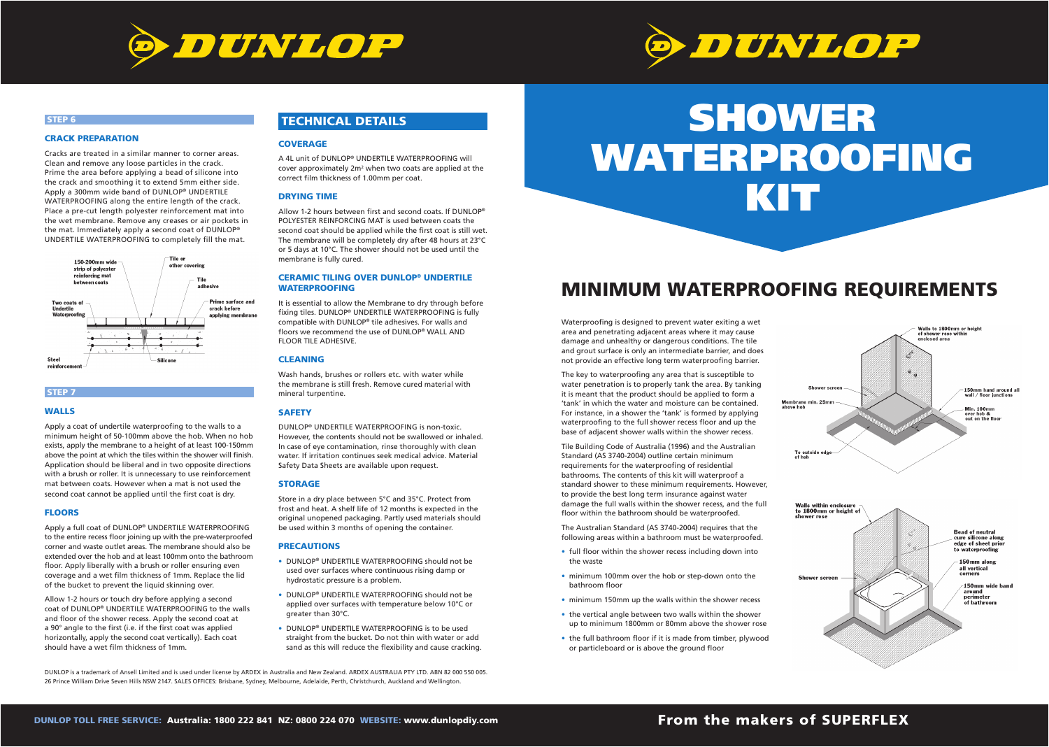## STEP 6

### CRACK PREPARATION

Cracks are treated in a similar manner to corner areas. Clean and remove any loose particles in the crack. Prime the area before applying a bead of silicone into the crack and smoothing it to extend 5mm either side. Apply a 300mm wide band of DUNLOP® UNDERTILE WATERPROOFING along the entire length of the crack. Place a pre-cut length polyester reinforcement mat into the wet membrane. Remove any creases or air pockets in the mat. Immediately apply a second coat of DUNLOP® UNDERTILE WATERPROOFING to completely fill the mat.

## STEP 7

### WALLS

Apply a coat of undertile waterproofing to the walls to a minimum height of 50-100mm above the hob. When no hob exists, apply the membrane to a height of at least 100-150mm above the point at which the tiles within the shower will finish. Application should be liberal and in two opposite directions with a brush or roller. It is unnecessary to use reinforcement mat between coats. However when a mat is not used the second coat cannot be applied until the first coat is dry.

### FLOORS

Apply a full coat of DUNLOP® UNDERTILE WATERPROOFING to the entire recess floor joining up with the pre-waterproofed corner and waste outlet areas. The membrane should also be extended over the hob and at least 100mm onto the bathroom floor. Apply liberally with a brush or roller ensuring even coverage and a wet film thickness of 1mm. Replace the lid of the bucket to prevent the liquid skinning over.

Allow 1-2 hours or touch dry before applying a second coat of DUNLOP® UNDERTILE WATERPROOFING to the walls and floor of the shower recess. Apply the second coat at a 90° angle to the first (i.e. if the first coat was applied horizontally, apply the second coat vertically). Each coat should have a wet film thickness of 1mm.

## TECHNICAL DETAILS

### COVERAGE

A 4L unit of DUNLOP® UNDERTILE WATERPROOFING will cover approximately 2m² when two coats are applied at the correct film thickness of 1.00mm per coat.

### DRYING TIME

Allow 1-2 hours between first and second coats. If DUNLOP® POLYESTER REINFORCING MAT is used between coats the second coat should be applied while the first coat is still wet. The membrane will be completely dry after 48 hours at 23°C or 5 days at 10°C. The shower should not be used until the membrane is fully cured.

### CERAMIC TILING OVER DUNLOP® UNDERTILE WATERPROOFING

It is essential to allow the Membrane to dry through before fixing tiles. DUNLOP® UNDERTILE WATERPROOFING is fully compatible with DUNLOP® tile adhesives. For walls and floors we recommend the use of DUNLOP® WALL AND FLOOR TILE ADHESIVE.

### CLEANING

Wash hands, brushes or rollers etc. with water while the membrane is still fresh. Remove cured material with mineral turpentine.

### SAFETY

DUNLOP® UNDERTILE WATERPROOFING is non-toxic. However, the contents should not be swallowed or inhaled. In case of eye contamination, rinse thoroughly with clean water. If irritation continues seek medical advice. Material Safety Data Sheets are available upon request.

### STORAGE

Store in a dry place between 5°C and 35°C. Protect from frost and heat. A shelf life of 12 months is expected in the original unopened packaging. Partly used materials should be used within 3 months of opening the container.

### PRECAUTIONS

- DUNLOP® UNDERTILE WATERPROOFING should not be used over surfaces where continuous rising damp or hydrostatic pressure is a problem.
- DUNLOP® UNDERTILE WATERPROOFING should not be applied over surfaces with temperature below 10°C or greater than 30°C.
- DUNLOP® UNDERTILE WATERPROOFING is to be used straight from the bucket. Do not thin with water or add sand as this will reduce the flexibility and cause cracking.

DUNLOP is a trademark of Ansell Limited and is used under license by ARDEX in Australia and New Zealand. ARDEX AUSTRALIA PTY LTD. ABN 82 000 550 005. 26 Prince William Drive Seven Hills NSW 2147. SALES OFFICES: Brisbane, Sydney, Melbourne, Adelaide, Perth, Christchurch, Auckland and Wellington.

**DUNLOP TOLL FREE SERVICE:** Australia: 1800 222 841 NZ: 0800 224 070 **WEBSITE:** www.dunlopdiy.com

# SHOWER WATERPROOFING KIT

## MINIMUM WATERPROOFING REQUIREMENTS

Waterproofing is designed to prevent water exiting a wet area and penetrating adjacent areas where it may cause damage and unhealthy or dangerous conditions. The tile and grout surface is only an intermediate barrier, and does not provide an effective long term waterproofing barrier.

The key to waterproofing any area that is susceptible to water penetration is to properly tank the area. By tanking it is meant that the product should be applied to form a 'tank' in which the water and moisture can be contained. For instance, in a shower the 'tank' is formed by applying waterproofing to the full shower recess floor and up the base of adjacent shower walls within the shower recess.

Tile Building Code of Australia (1996) and the Australian Standard (AS 3740-2004) outline certain minimum requirements for the waterproofing of residential bathrooms. The contents of this kit will waterproof a standard shower to these minimum requirements. However, to provide the best long term insurance against water damage the full walls within the shower recess, and the full floor within the bathroom should be waterproofed.

The Australian Standard (AS 3740-2004) requires that the following areas within a bathroom must be waterproofed.

- full floor within the shower recess including down into the waste
- minimum 100mm over the hob or step-down onto the bathroom floor
- minimum 150mm up the walls within the shower recess
- the vertical angle between two walls within the shower up to minimum 1800mm or 80mm above the shower rose
- the full bathroom floor if it is made from timber, plywood or particleboard or is above the ground floor

From the makers of SUPERFLEX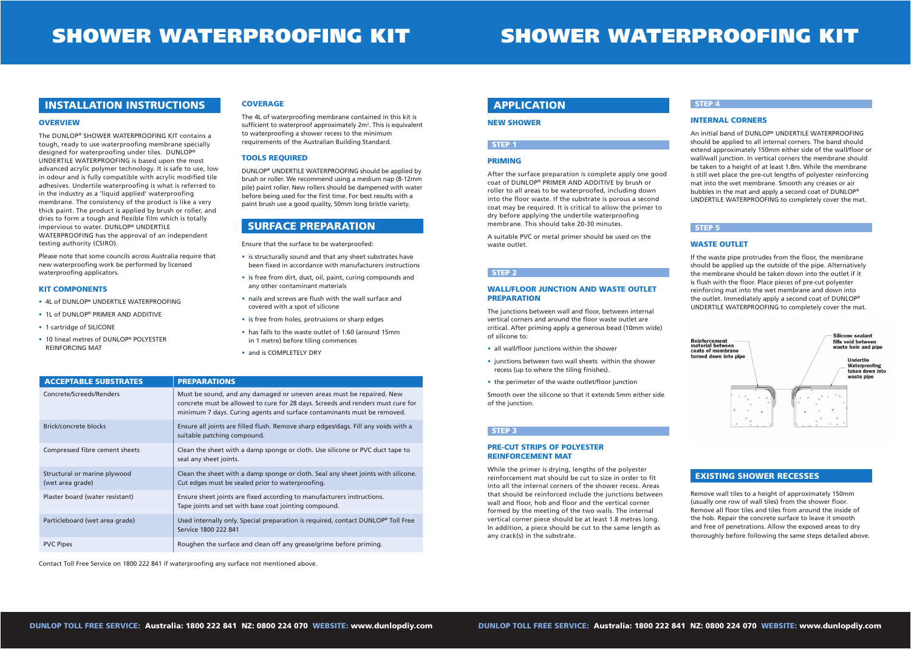# SHOWER WATERPROOFING KIT

## INSTALLATION INSTRUCTIONS

### OVERVIEW

The DUNLOP® SHOWER WATERPROOFING KIT contains a tough, ready to use waterproofing membrane specially designed for waterproofing under tiles. DUNLOP® UNDERTILE WATERPROOFING is based upon the most advanced acrylic polymer technology. It is safe to use, low in odour and is fully compatible with acrylic modified tile adhesives. Undertile waterproofing is what is referred to in the industry as a 'liquid applied' waterproofing membrane. The consistency of the product is like a very thick paint. The product is applied by brush or roller, and dries to form a tough and flexible film which is totally impervious to water. DUNLOP® UNDERTILE WATERPROOFING has the approval of an independent testing authority (CSIRO).

Please note that some councils across Australia require that new waterproofing work be performed by licensed waterproofing applicators.

### KIT COMPONENTS

- 4L of DUNLOP® UNDERTILE WATERPROOFING
- 1L of DUNLOP® PRIMER AND ADDITIVE
- 1 cartridge of SILICONE
- 10 lineal metres of DUNLOP® POLYESTER REINFORCING MAT

### COVERAGE

The 4L of waterproofing membrane contained in this kit is sufficient to waterproof approximately 2m². This is equivalent to waterproofing a shower recess to the minimum requirements of the Australian Building Standard.

### TOOLS REQUIRED

DUNLOP® UNDERTILE WATERPROOFING should be applied by brush or roller. We recommend using a medium nap (8-12mm pile) paint roller. New rollers should be dampened with water before being used for the first time. For best results with a paint brush use a good quality, 50mm long bristle variety.

## SURFACE PREPARATION

Ensure that the surface to be waterproofed:

- is structurally sound and that any sheet substrates have been fixed in accordance with manufacturers instructions
- is free from dirt, dust, oil, paint, curing compounds and any other contaminant materials
- nails and screws are flush with the wall surface and covered with a spot of silicone
- is free from holes, protrusions or sharp edges
- has falls to the waste outlet of 1:60 (around 15mm in 1 metre) before tiling commences
- and is COMPLETELY DRY

| ACCEPTABLE SUBSTRATES | PREPARATIONS |
|---|---|
| Concrete/Screeds/Renders | Must be sound, and any damaged or uneven areas must be repaired. New concrete must be allowed to cure for 28 days. Screeds and renders must cure for minimum 7 days. Curing agents and surface contaminants must be removed. |
| Brick/concrete blocks | Ensure all joints are filled flush. Remove sharp edges/dags. Fill any voids with a suitable patching compound. |
| Compressed fibre cement sheets | Clean the sheet with a damp sponge or cloth. Use silicone or PVC duct tape to seal any sheet joints. |
| Structural or marine plywood (wet area grade) | Clean the sheet with a damp sponge or cloth. Seal any sheet joints with silicone. Cut edges must be sealed prior to waterproofing. |
| Plaster board (water resistant) | Ensure sheet joints are fixed according to manufacturers instructions. Tape joints and set with base coat jointing compound. |
| Particleboard (wet area grade) | Used internally only. Special preparation is required, contact DUNLOP® Toll Free Service 1800 222 841 |
| PVC Pipes | Roughen the surface and clean off any grease/grime before priming. |

Contact Toll Free Service on 1800 222 841 if waterproofing any surface not mentioned above.

## APPLICATION

### NEW SHOWER

#### STEP 1

##### PRIMING

After the surface preparation is complete apply one good coat of DUNLOP® PRIMER AND ADDITIVE by brush or roller to all areas to be waterproofed, including down into the floor waste. If the substrate is porous a second coat may be required. It is critical to allow the primer to dry before applying the undertile waterproofing membrane. This should take 20-30 minutes.

A suitable PVC or metal primer should be used on the waste outlet.

#### STEP 2

##### WALL/FLOOR JUNCTION AND WASTE OUTLET PREPARATION

The junctions between wall and floor, between internal vertical corners and around the floor waste outlet are critical. After priming apply a generous bead (10mm wide) of silicone to:

- all wall/floor junctions within the shower
- junctions between two wall sheets within the shower recess (up to where the tiling finishes).
- the perimeter of the waste outlet/floor junction

Smooth over the silicone so that it extends 5mm either side of the junction.

#### STEP 3

##### PRE-CUT STRIPS OF POLYESTER REINFORCEMENT MAT

While the primer is drying, lengths of the polyester reinforcement mat should be cut to size in order to fit into all the internal corners of the shower recess. Areas that should be reinforced include the junctions between wall and floor, hob and floor and the vertical corner formed by the meeting of the two walls. The internal vertical corner piece should be at least 1.8 metres long. In addition, a piece should be cut to the same length as any crack(s) in the substrate.

#### STEP 4

##### INTERNAL CORNERS

An initial band of DUNLOP® UNDERTILE WATERPROOFING should be applied to all internal corners. The band should extend approximately 150mm either side of the wall/floor or wall/wall junction. In vertical corners the membrane should be taken to a height of at least 1.8m. While the membrane is still wet place the pre-cut lengths of polyester reinforcing mat into the wet membrane. Smooth any creases or air bubbles in the mat and apply a second coat of DUNLOP® UNDERTILE WATERPROOFING to completely cover the mat.

#### STEP 5

##### WASTE OUTLET

If the waste pipe protrudes from the floor, the membrane should be applied up the outside of the pipe. Alternatively the membrane should be taken down into the outlet if it is flush with the floor. Place pieces of pre-cut polyester reinforcing mat into the wet membrane and down into the outlet. Immediately apply a second coat of DUNLOP® UNDERTILE WATERPROOFING to completely cover the mat.

Reinforcement material between coats of membrane turned down into pipe

Silicone sealant fills void between waste hole and pipe

Undertile Waterproofing taken down into waste pipe

### EXISTING SHOWER RECESSES

Remove wall tiles to a height of approximately 150mm (usually one row of wall tiles) from the shower floor. Remove all floor tiles and tiles from around the inside of the hob. Repair the concrete surface to leave it smooth and free of penetrations. Allow the exposed areas to dry thoroughly before following the same steps detailed above.